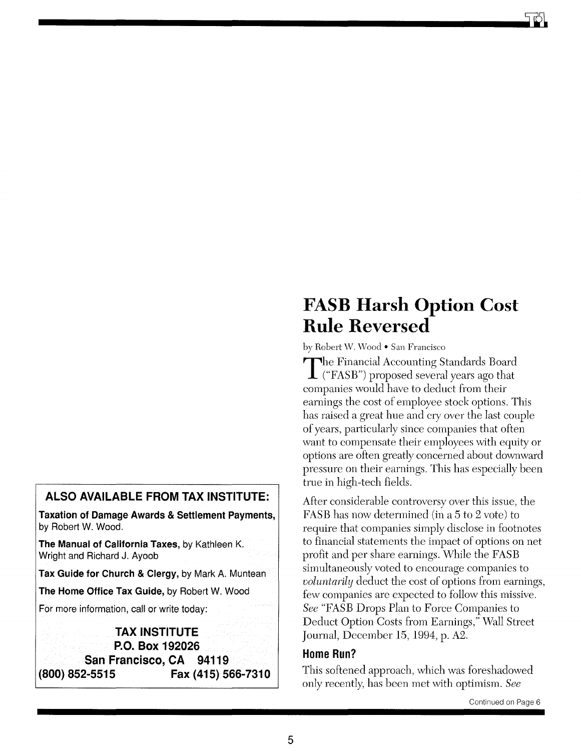## ALSO AVAILABLE FROM TAX INSTITUTE:

**Taxation of Damage Awards & Settlement Payments,** by Robert W. Wood.

**The Manual of California Taxes,** by Kathleen K. Wright and Richard J. Ayoob

**Tax Guide for Church & Clergy,** by Mark A. Muntean

**The Home Office Tax Guide,** by Robert W. Wood

For more information, call or write today:

**TAX INSTITUTE**
**P.O. Box 192026**
**San Francisco, CA 94119**
**(800) 852-5515 Fax (415) 566-7310**

# FASB Harsh Option Cost Rule Reversed

by Robert W. Wood • San Francisco

The Financial Accounting Standards Board ("FASB") proposed several years ago that companies would have to deduct from their earnings the cost of employee stock options. This has raised a great hue and cry over the last couple of years, particularly since companies that often want to compensate their employees with equity or options are often greatly concerned about downward pressure on their earnings. This has especially been true in high-tech fields.

After considerable controversy over this issue, the FASB has now determined (in a 5 to 2 vote) to require that companies simply disclose in footnotes to financial statements the impact of options on net profit and per share earnings. While the FASB simultaneously voted to encourage companies to *voluntarily* deduct the cost of options from earnings, few companies are expected to follow this missive. *See* "FASB Drops Plan to Force Companies to Deduct Option Costs from Earnings," Wall Street Journal, December 15, 1994, p. A2.

## Home Run?

This softened approach, which was foreshadowed only recently, has been met with optimism. *See*

Continued on Page 6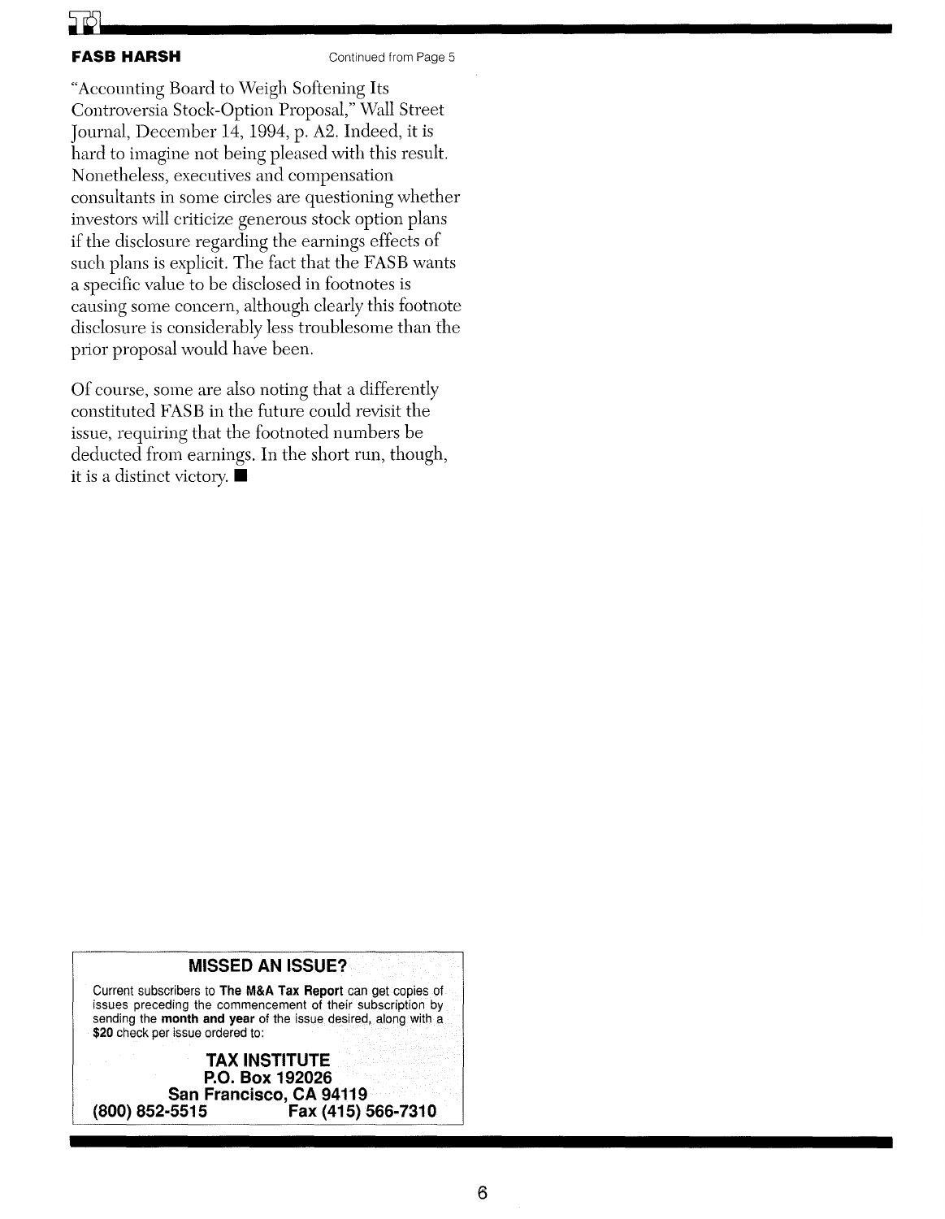**FASB HARSH** Continued from Page 5

"Accounting Board to Weigh Softening Its Controversia Stock-Option Proposal," Wall Street Journal, December 14, 1994, p. A2. Indeed, it is hard to imagine not being pleased with this result. Nonetheless, executives and compensation consultants in some circles are questioning whether investors will criticize generous stock option plans if the disclosure regarding the earnings effects of such plans is explicit. The fact that the FASB wants a specific value to be disclosed in footnotes is causing some concern, although clearly this footnote disclosure is considerably less troublesome than the prior proposal would have been.

Of course, some are also noting that a differently constituted FASB in the future could revisit the issue, requiring that the footnoted numbers be deducted from earnings. In the short run, though, it is a distinct victory. ■

**MISSED AN ISSUE?**

Current subscribers to **The M&A Tax Report** can get copies of issues preceding the commencement of their subscription by sending the **month and year** of the issue desired, along with a **$20** check per issue ordered to:

**TAX INSTITUTE**
**P.O. Box 192026**
**San Francisco, CA 94119**
**(800) 852-5515 Fax (415) 566-7310**